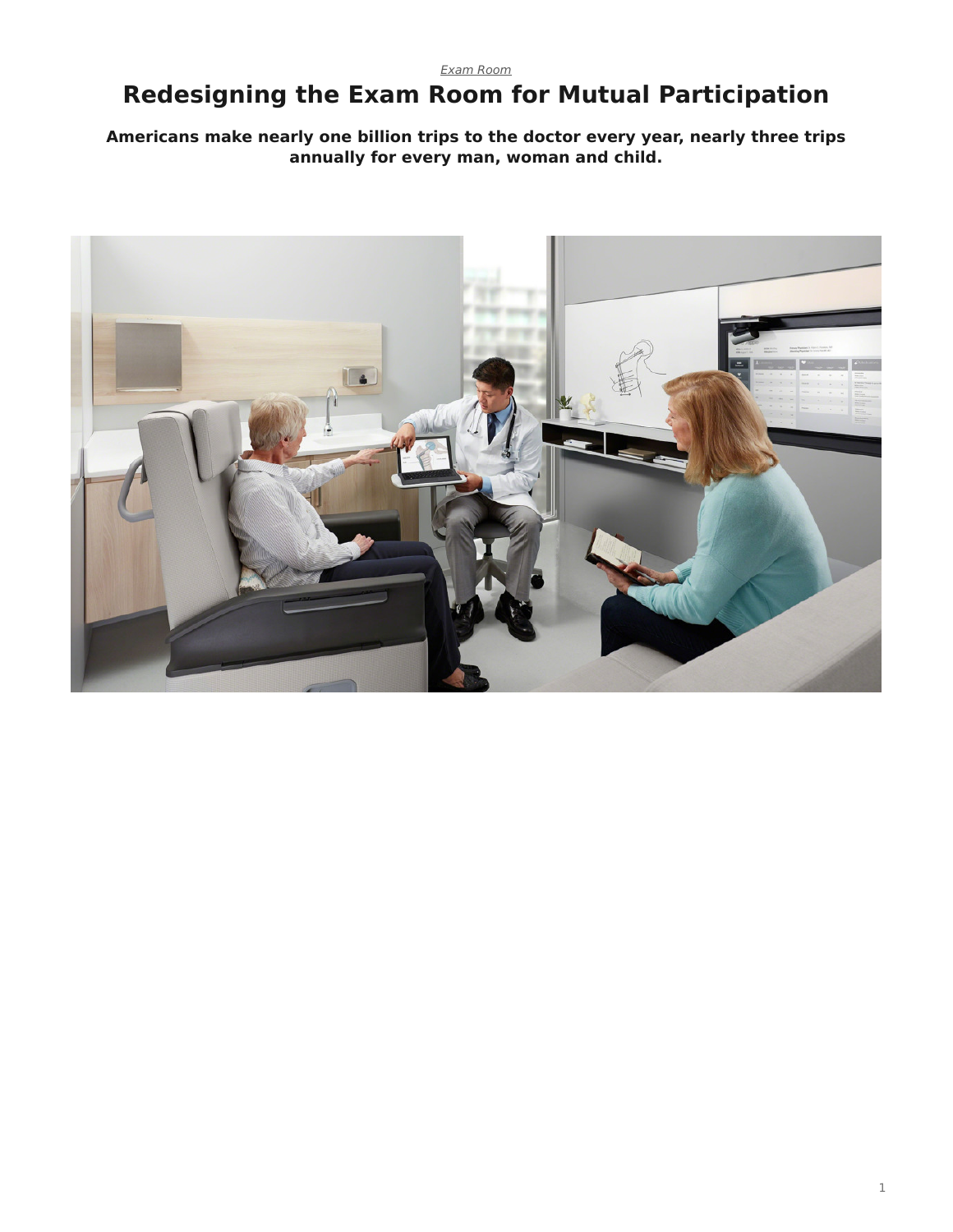*Exam Room*

# Redesigning the Exam Room for Mutual Participation

**Americans make nearly one billion trips to the doctor every year, nearly three trips annually for every man, woman and child.**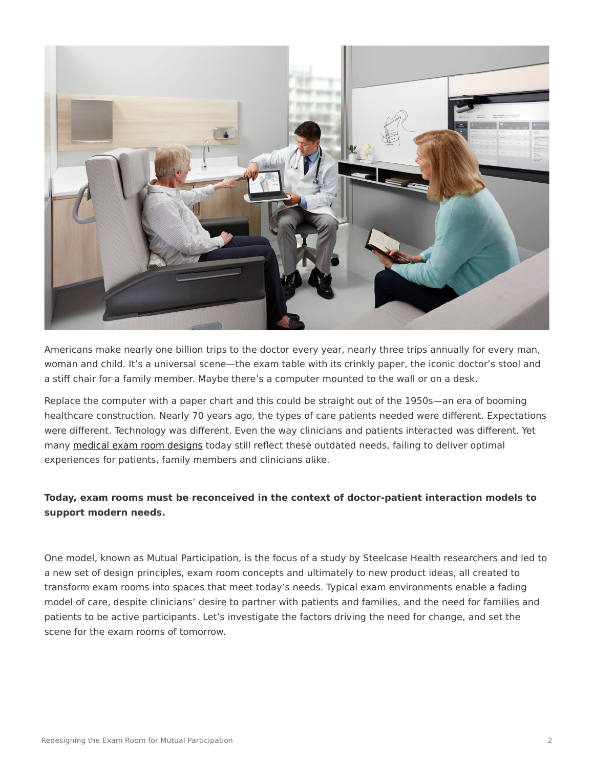Americans make nearly one billion trips to the doctor every year, nearly three trips annually for every man, woman and child. It's a universal scene—the exam table with its crinkly paper, the iconic doctor's stool and a stiff chair for a family member. Maybe there's a computer mounted to the wall or on a desk.

Replace the computer with a paper chart and this could be straight out of the 1950s—an era of booming healthcare construction. Nearly 70 years ago, the types of care patients needed were different. Expectations were different. Technology was different. Even the way clinicians and patients interacted was different. Yet many medical exam room designs today still reflect these outdated needs, failing to deliver optimal experiences for patients, family members and clinicians alike.

**Today, exam rooms must be reconceived in the context of doctor-patient interaction models to support modern needs.**

One model, known as Mutual Participation, is the focus of a study by Steelcase Health researchers and led to a new set of design principles, exam room concepts and ultimately to new product ideas, all created to transform exam rooms into spaces that meet today's needs. Typical exam environments enable a fading model of care, despite clinicians' desire to partner with patients and families, and the need for families and patients to be active participants. Let's investigate the factors driving the need for change, and set the scene for the exam rooms of tomorrow.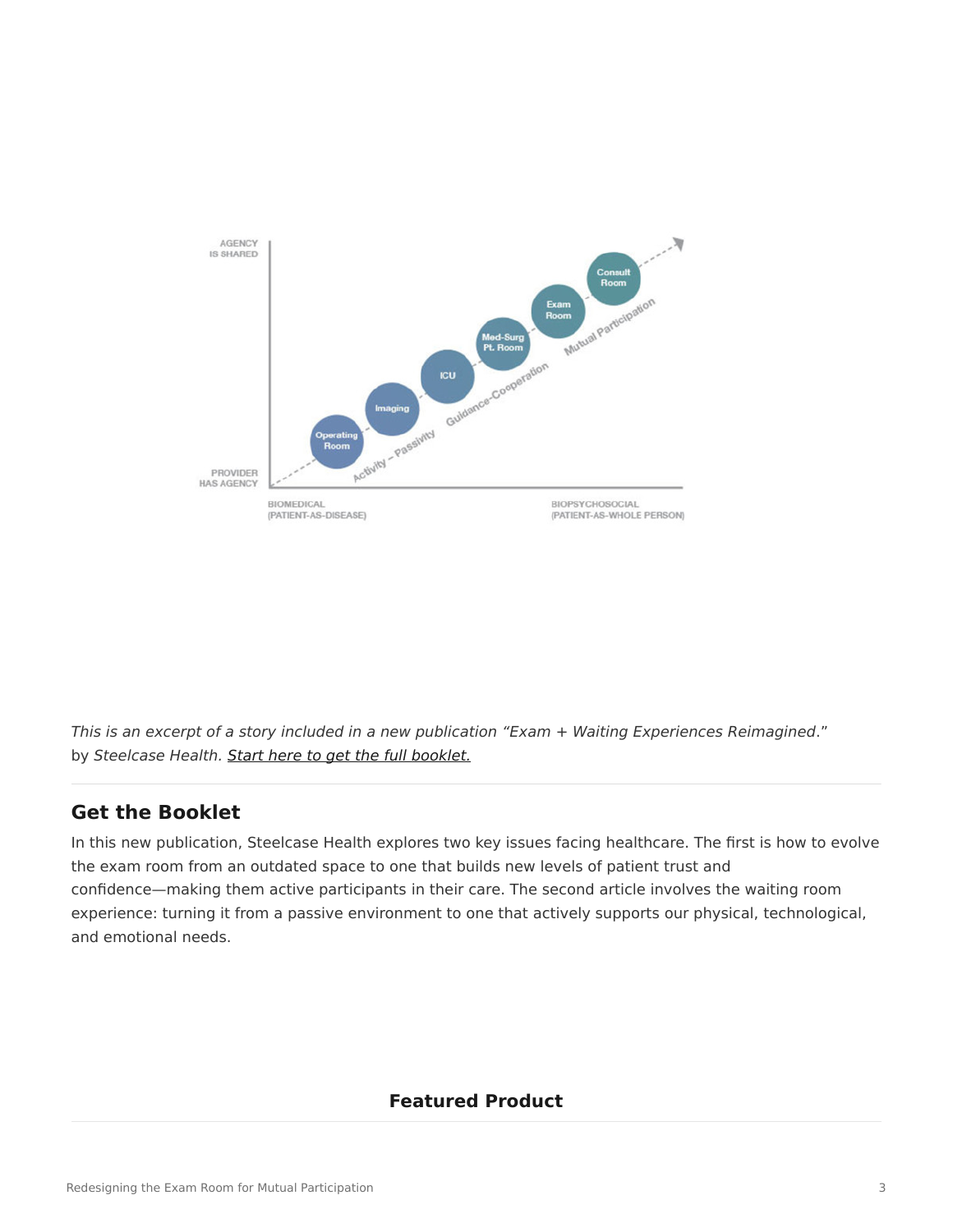*This is an excerpt of a story included in a new publication "Exam + Waiting Experiences Reimagined*." by *Steelcase Health*. *Start here to get the full booklet.*

## Get the Booklet

In this new publication, Steelcase Health explores two key issues facing healthcare. The first is how to evolve the exam room from an outdated space to one that builds new levels of patient trust and confidence—making them active participants in their care. The second article involves the waiting room experience: turning it from a passive environment to one that actively supports our physical, technological, and emotional needs.

### Featured Product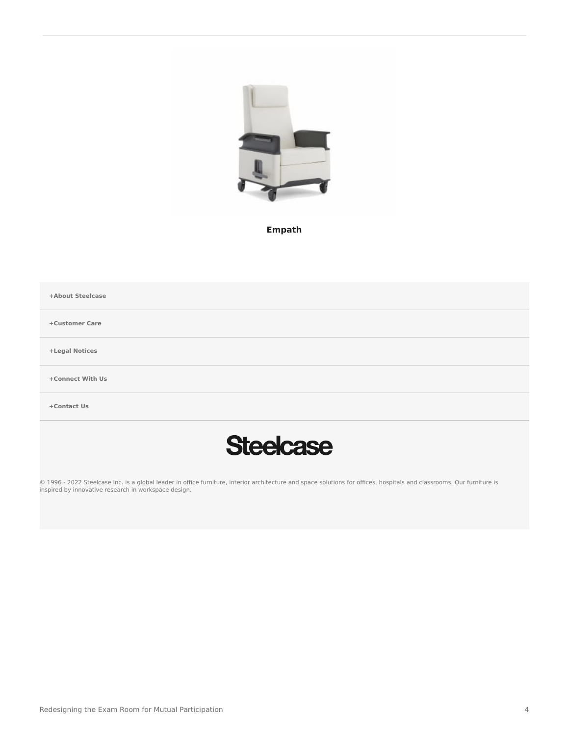**Empath**

+About Steelcase

+Customer Care

+Legal Notices

+Connect With Us

+Contact Us

Steelcase

© 1996 - 2022 Steelcase Inc. is a global leader in office furniture, interior architecture and space solutions for offices, hospitals and classrooms. Our furniture is inspired by innovative research in workspace design.